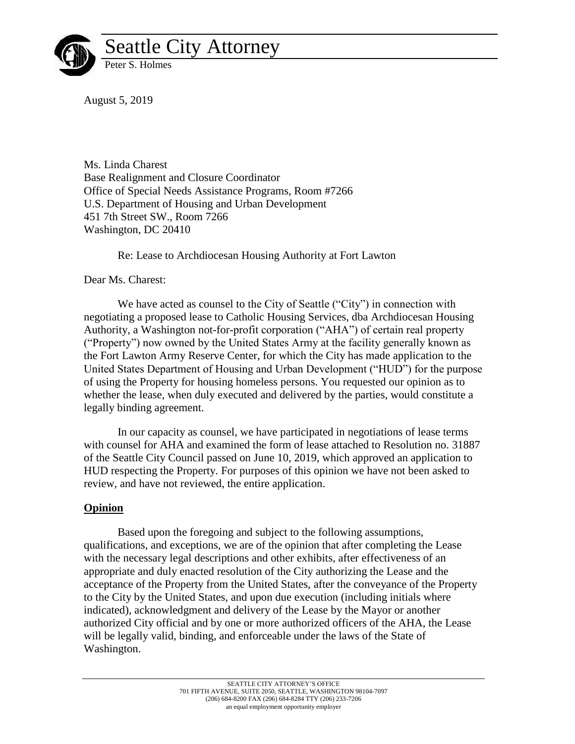# Seattle City Attorney

Peter S. Holmes

August 5, 2019

Ms. Linda Charest
Base Realignment and Closure Coordinator
Office of Special Needs Assistance Programs, Room #7266
U.S. Department of Housing and Urban Development
451 7th Street SW., Room 7266
Washington, DC 20410

Re: Lease to Archdiocesan Housing Authority at Fort Lawton

Dear Ms. Charest:

We have acted as counsel to the City of Seattle ("City") in connection with negotiating a proposed lease to Catholic Housing Services, dba Archdiocesan Housing Authority, a Washington not-for-profit corporation ("AHA") of certain real property ("Property") now owned by the United States Army at the facility generally known as the Fort Lawton Army Reserve Center, for which the City has made application to the United States Department of Housing and Urban Development ("HUD") for the purpose of using the Property for housing homeless persons. You requested our opinion as to whether the lease, when duly executed and delivered by the parties, would constitute a legally binding agreement.

In our capacity as counsel, we have participated in negotiations of lease terms with counsel for AHA and examined the form of lease attached to Resolution no. 31887 of the Seattle City Council passed on June 10, 2019, which approved an application to HUD respecting the Property. For purposes of this opinion we have not been asked to review, and have not reviewed, the entire application.

## **Opinion**

Based upon the foregoing and subject to the following assumptions, qualifications, and exceptions, we are of the opinion that after completing the Lease with the necessary legal descriptions and other exhibits, after effectiveness of an appropriate and duly enacted resolution of the City authorizing the Lease and the acceptance of the Property from the United States, after the conveyance of the Property to the City by the United States, and upon due execution (including initials where indicated), acknowledgment and delivery of the Lease by the Mayor or another authorized City official and by one or more authorized officers of the AHA, the Lease will be legally valid, binding, and enforceable under the laws of the State of Washington.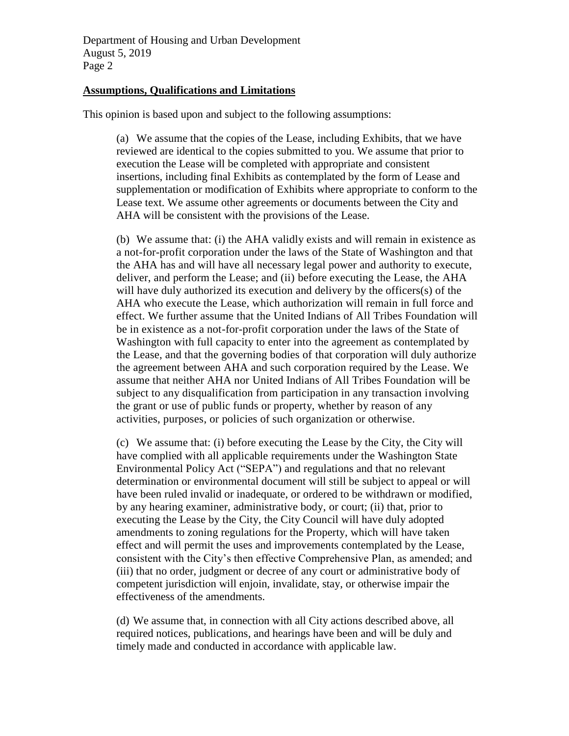**Assumptions, Qualifications and Limitations**

This opinion is based upon and subject to the following assumptions:

(a) We assume that the copies of the Lease, including Exhibits, that we have reviewed are identical to the copies submitted to you. We assume that prior to execution the Lease will be completed with appropriate and consistent insertions, including final Exhibits as contemplated by the form of Lease and supplementation or modification of Exhibits where appropriate to conform to the Lease text. We assume other agreements or documents between the City and AHA will be consistent with the provisions of the Lease.

(b) We assume that: (i) the AHA validly exists and will remain in existence as a not-for-profit corporation under the laws of the State of Washington and that the AHA has and will have all necessary legal power and authority to execute, deliver, and perform the Lease; and (ii) before executing the Lease, the AHA will have duly authorized its execution and delivery by the officers(s) of the AHA who execute the Lease, which authorization will remain in full force and effect. We further assume that the United Indians of All Tribes Foundation will be in existence as a not-for-profit corporation under the laws of the State of Washington with full capacity to enter into the agreement as contemplated by the Lease, and that the governing bodies of that corporation will duly authorize the agreement between AHA and such corporation required by the Lease. We assume that neither AHA nor United Indians of All Tribes Foundation will be subject to any disqualification from participation in any transaction involving the grant or use of public funds or property, whether by reason of any activities, purposes, or policies of such organization or otherwise.

(c) We assume that: (i) before executing the Lease by the City, the City will have complied with all applicable requirements under the Washington State Environmental Policy Act ("SEPA") and regulations and that no relevant determination or environmental document will still be subject to appeal or will have been ruled invalid or inadequate, or ordered to be withdrawn or modified, by any hearing examiner, administrative body, or court; (ii) that, prior to executing the Lease by the City, the City Council will have duly adopted amendments to zoning regulations for the Property, which will have taken effect and will permit the uses and improvements contemplated by the Lease, consistent with the City's then effective Comprehensive Plan, as amended; and (iii) that no order, judgment or decree of any court or administrative body of competent jurisdiction will enjoin, invalidate, stay, or otherwise impair the effectiveness of the amendments.

(d) We assume that, in connection with all City actions described above, all required notices, publications, and hearings have been and will be duly and timely made and conducted in accordance with applicable law.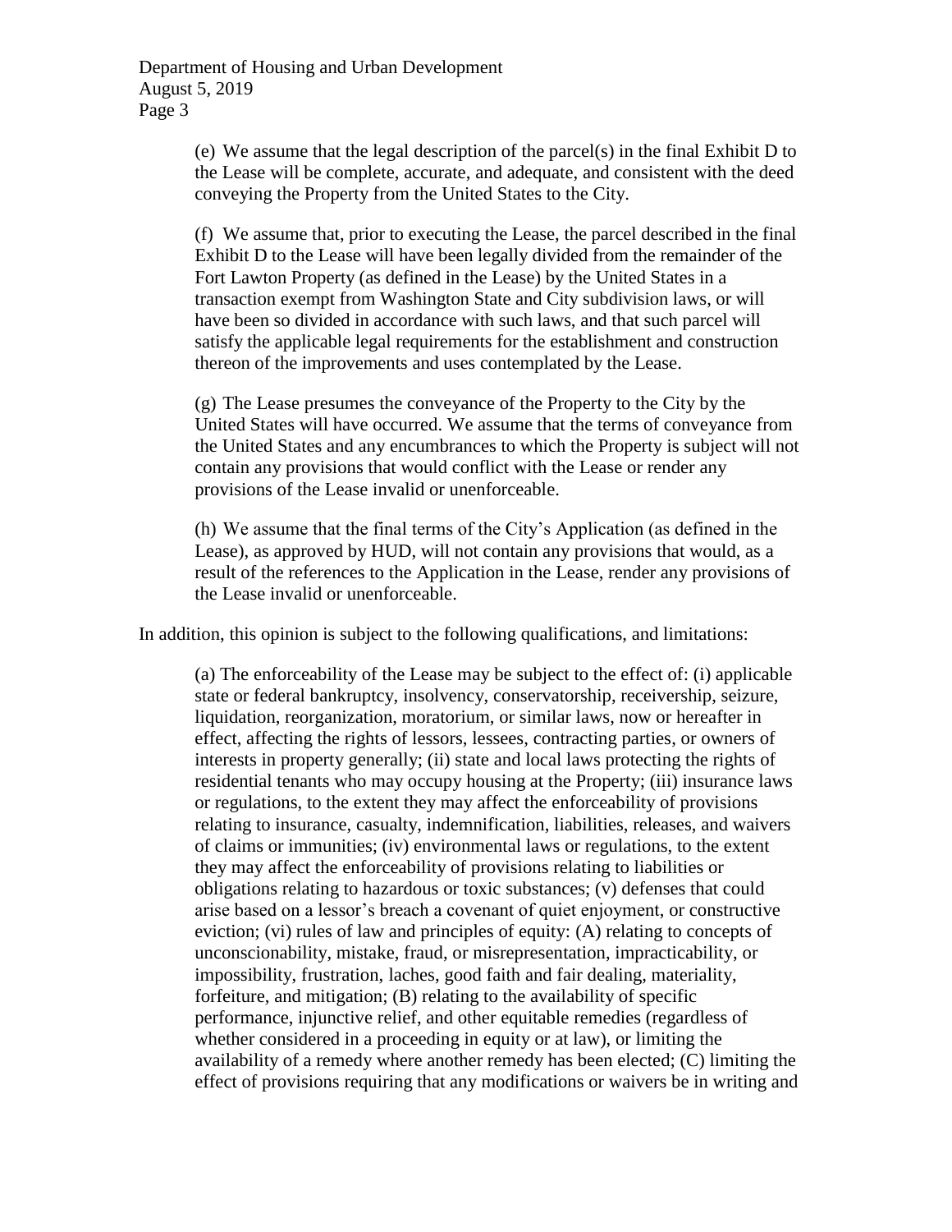(e) We assume that the legal description of the parcel(s) in the final Exhibit D to the Lease will be complete, accurate, and adequate, and consistent with the deed conveying the Property from the United States to the City.

(f) We assume that, prior to executing the Lease, the parcel described in the final Exhibit D to the Lease will have been legally divided from the remainder of the Fort Lawton Property (as defined in the Lease) by the United States in a transaction exempt from Washington State and City subdivision laws, or will have been so divided in accordance with such laws, and that such parcel will satisfy the applicable legal requirements for the establishment and construction thereon of the improvements and uses contemplated by the Lease.

(g) The Lease presumes the conveyance of the Property to the City by the United States will have occurred. We assume that the terms of conveyance from the United States and any encumbrances to which the Property is subject will not contain any provisions that would conflict with the Lease or render any provisions of the Lease invalid or unenforceable.

(h) We assume that the final terms of the City's Application (as defined in the Lease), as approved by HUD, will not contain any provisions that would, as a result of the references to the Application in the Lease, render any provisions of the Lease invalid or unenforceable.

In addition, this opinion is subject to the following qualifications, and limitations:

(a) The enforceability of the Lease may be subject to the effect of: (i) applicable state or federal bankruptcy, insolvency, conservatorship, receivership, seizure, liquidation, reorganization, moratorium, or similar laws, now or hereafter in effect, affecting the rights of lessors, lessees, contracting parties, or owners of interests in property generally; (ii) state and local laws protecting the rights of residential tenants who may occupy housing at the Property; (iii) insurance laws or regulations, to the extent they may affect the enforceability of provisions relating to insurance, casualty, indemnification, liabilities, releases, and waivers of claims or immunities; (iv) environmental laws or regulations, to the extent they may affect the enforceability of provisions relating to liabilities or obligations relating to hazardous or toxic substances; (v) defenses that could arise based on a lessor's breach a covenant of quiet enjoyment, or constructive eviction; (vi) rules of law and principles of equity: (A) relating to concepts of unconscionability, mistake, fraud, or misrepresentation, impracticability, or impossibility, frustration, laches, good faith and fair dealing, materiality, forfeiture, and mitigation; (B) relating to the availability of specific performance, injunctive relief, and other equitable remedies (regardless of whether considered in a proceeding in equity or at law), or limiting the availability of a remedy where another remedy has been elected; (C) limiting the effect of provisions requiring that any modifications or waivers be in writing and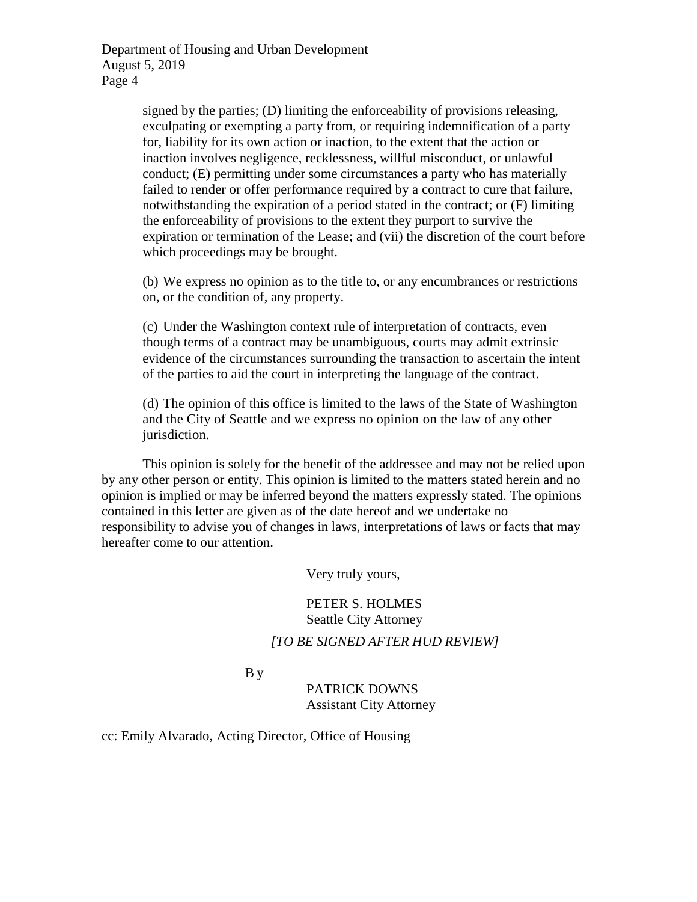signed by the parties; (D) limiting the enforceability of provisions releasing, exculpating or exempting a party from, or requiring indemnification of a party for, liability for its own action or inaction, to the extent that the action or inaction involves negligence, recklessness, willful misconduct, or unlawful conduct; (E) permitting under some circumstances a party who has materially failed to render or offer performance required by a contract to cure that failure, notwithstanding the expiration of a period stated in the contract; or (F) limiting the enforceability of provisions to the extent they purport to survive the expiration or termination of the Lease; and (vii) the discretion of the court before which proceedings may be brought.

(b) We express no opinion as to the title to, or any encumbrances or restrictions on, or the condition of, any property.

(c) Under the Washington context rule of interpretation of contracts, even though terms of a contract may be unambiguous, courts may admit extrinsic evidence of the circumstances surrounding the transaction to ascertain the intent of the parties to aid the court in interpreting the language of the contract.

(d) The opinion of this office is limited to the laws of the State of Washington and the City of Seattle and we express no opinion on the law of any other jurisdiction.

This opinion is solely for the benefit of the addressee and may not be relied upon by any other person or entity. This opinion is limited to the matters stated herein and no opinion is implied or may be inferred beyond the matters expressly stated. The opinions contained in this letter are given as of the date hereof and we undertake no responsibility to advise you of changes in laws, interpretations of laws or facts that may hereafter come to our attention.

Very truly yours,

PETER S. HOLMES
Seattle City Attorney

*[TO BE SIGNED AFTER HUD REVIEW]*

By

PATRICK DOWNS
Assistant City Attorney

cc: Emily Alvarado, Acting Director, Office of Housing